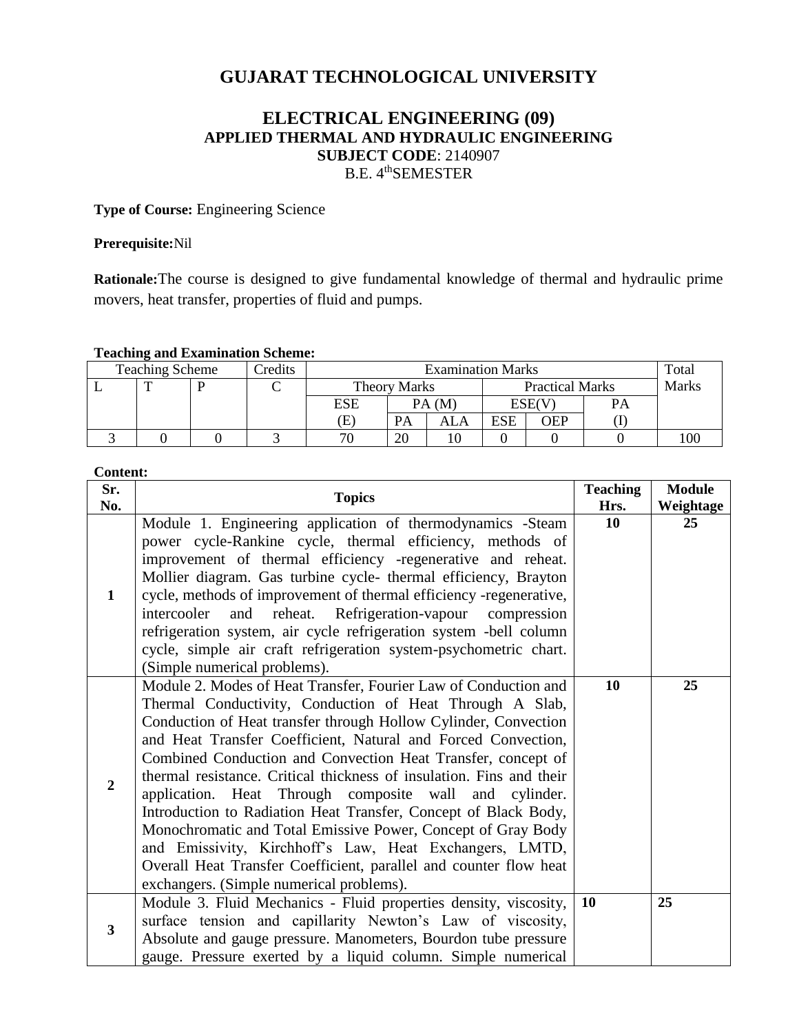# GUJARAT TECHNOLOGICAL UNIVERSITY

## ELECTRICAL ENGINEERING (09)

### APPLIED THERMAL AND HYDRAULIC ENGINEERING

**SUBJECT CODE**: 2140907

B.E. 4thSEMESTER

**Type of Course:** Engineering Science

**Prerequisite:**Nil

**Rationale:**The course is designed to give fundamental knowledge of thermal and hydraulic prime movers, heat transfer, properties of fluid and pumps.

**Teaching and Examination Scheme:**

| Teaching Scheme | | | Credits | Examination Marks | | | | | | Total Marks |
|---|---|---|---|---|---|---|---|---|---|---|
| L | T | P | C | Theory Marks | | | Practical Marks | | | |
| | | | | ESE | PA (M) | | ESE(V) | | PA | |
| | | | | (E) | PA | ALA | ESE | OEP | (I) | |
| 3 | 0 | 0 | 3 | 70 | 20 | 10 | 0 | 0 | 0 | 100 |

**Content:**

| Sr. No. | Topics | Teaching Hrs. | Module Weightage |
|---|---|---|---|
| **1** | Module 1. Engineering application of thermodynamics -Steam power cycle-Rankine cycle, thermal efficiency, methods of improvement of thermal efficiency -regenerative and reheat. Mollier diagram. Gas turbine cycle- thermal efficiency, Brayton cycle, methods of improvement of thermal efficiency -regenerative, intercooler and reheat. Refrigeration-vapour compression refrigeration system, air cycle refrigeration system -bell column cycle, simple air craft refrigeration system-psychometric chart. (Simple numerical problems). | **10** | **25** |
| **2** | Module 2. Modes of Heat Transfer, Fourier Law of Conduction and Thermal Conductivity, Conduction of Heat Through A Slab, Conduction of Heat transfer through Hollow Cylinder, Convection and Heat Transfer Coefficient, Natural and Forced Convection, Combined Conduction and Convection Heat Transfer, concept of thermal resistance. Critical thickness of insulation. Fins and their application. Heat Through composite wall and cylinder. Introduction to Radiation Heat Transfer, Concept of Black Body, Monochromatic and Total Emissive Power, Concept of Gray Body and Emissivity, Kirchhoff's Law, Heat Exchangers, LMTD, Overall Heat Transfer Coefficient, parallel and counter flow heat exchangers. (Simple numerical problems). | **10** | **25** |
| **3** | Module 3. Fluid Mechanics - Fluid properties density, viscosity, surface tension and capillarity Newton's Law of viscosity, Absolute and gauge pressure. Manometers, Bourdon tube pressure gauge. Pressure exerted by a liquid column. Simple numerical | **10** | **25** |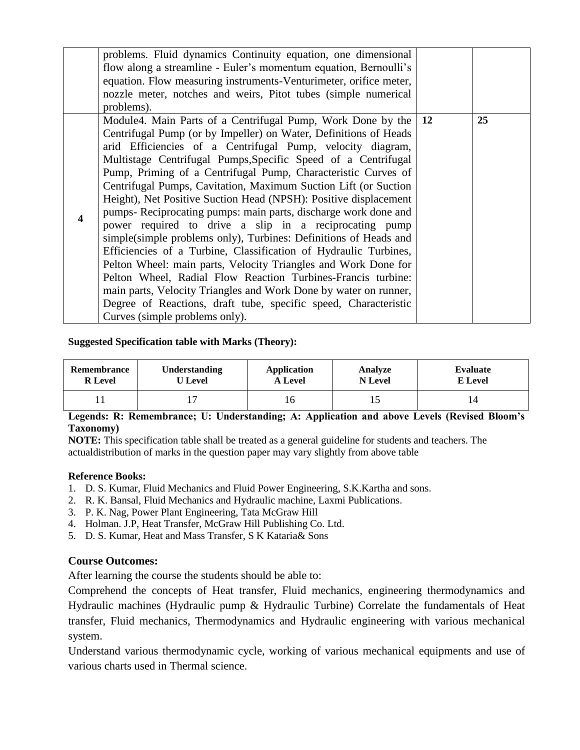|  | problems. Fluid dynamics Continuity equation, one dimensional flow along a streamline - Euler's momentum equation, Bernoulli's equation. Flow measuring instruments-Venturimeter, orifice meter, nozzle meter, notches and weirs, Pitot tubes (simple numerical problems). |  |  |
|---|---|---|---|
| **4** | Module4. Main Parts of a Centrifugal Pump, Work Done by the Centrifugal Pump (or by Impeller) on Water, Definitions of Heads arid Efficiencies of a Centrifugal Pump, velocity diagram, Multistage Centrifugal Pumps,Specific Speed of a Centrifugal Pump, Priming of a Centrifugal Pump, Characteristic Curves of Centrifugal Pumps, Cavitation, Maximum Suction Lift (or Suction Height), Net Positive Suction Head (NPSH): Positive displacement pumps- Reciprocating pumps: main parts, discharge work done and power required to drive a slip in a reciprocating pump simple(simple problems only), Turbines: Definitions of Heads and Efficiencies of a Turbine, Classification of Hydraulic Turbines, Pelton Wheel: main parts, Velocity Triangles and Work Done for Pelton Wheel, Radial Flow Reaction Turbines-Francis turbine: main parts, Velocity Triangles and Work Done by water on runner, Degree of Reactions, draft tube, specific speed, Characteristic Curves (simple problems only). | **12** | **25** |

**Suggested Specification table with Marks (Theory):**

| **Remembrance R Level** | **Understanding U Level** | **Application A Level** | **Analyze N Level** | **Evaluate E Level** |
|---|---|---|---|---|
| 11 | 17 | 16 | 15 | 14 |

**Legends: R: Remembrance; U: Understanding; A: Application and above Levels (Revised Bloom's Taxonomy)**

**NOTE:** This specification table shall be treated as a general guideline for students and teachers. The actualdistribution of marks in the question paper may vary slightly from above table

**Reference Books:**

1. D. S. Kumar, Fluid Mechanics and Fluid Power Engineering, S.K.Kartha and sons.
2. R. K. Bansal, Fluid Mechanics and Hydraulic machine, Laxmi Publications.
3. P. K. Nag, Power Plant Engineering, Tata McGraw Hill
4. Holman. J.P, Heat Transfer, McGraw Hill Publishing Co. Ltd.
5. D. S. Kumar, Heat and Mass Transfer, S K Kataria& Sons

### Course Outcomes:

After learning the course the students should be able to:

Comprehend the concepts of Heat transfer, Fluid mechanics, engineering thermodynamics and Hydraulic machines (Hydraulic pump & Hydraulic Turbine) Correlate the fundamentals of Heat transfer, Fluid mechanics, Thermodynamics and Hydraulic engineering with various mechanical system.

Understand various thermodynamic cycle, working of various mechanical equipments and use of various charts used in Thermal science.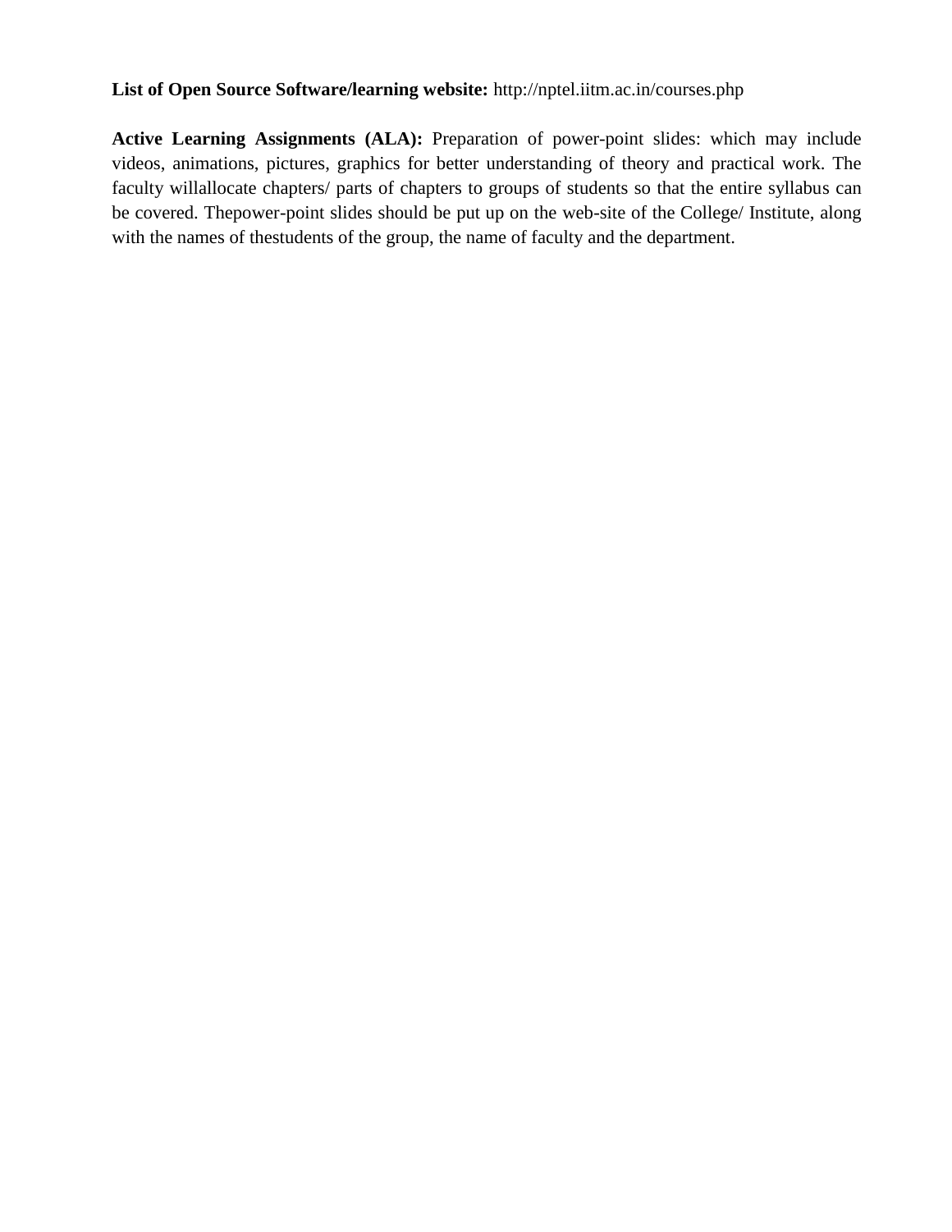**List of Open Source Software/learning website:** http://nptel.iitm.ac.in/courses.php

**Active Learning Assignments (ALA):** Preparation of power-point slides: which may include videos, animations, pictures, graphics for better understanding of theory and practical work. The faculty willallocate chapters/ parts of chapters to groups of students so that the entire syllabus can be covered. Thepower-point slides should be put up on the web-site of the College/ Institute, along with the names of thestudents of the group, the name of faculty and the department.